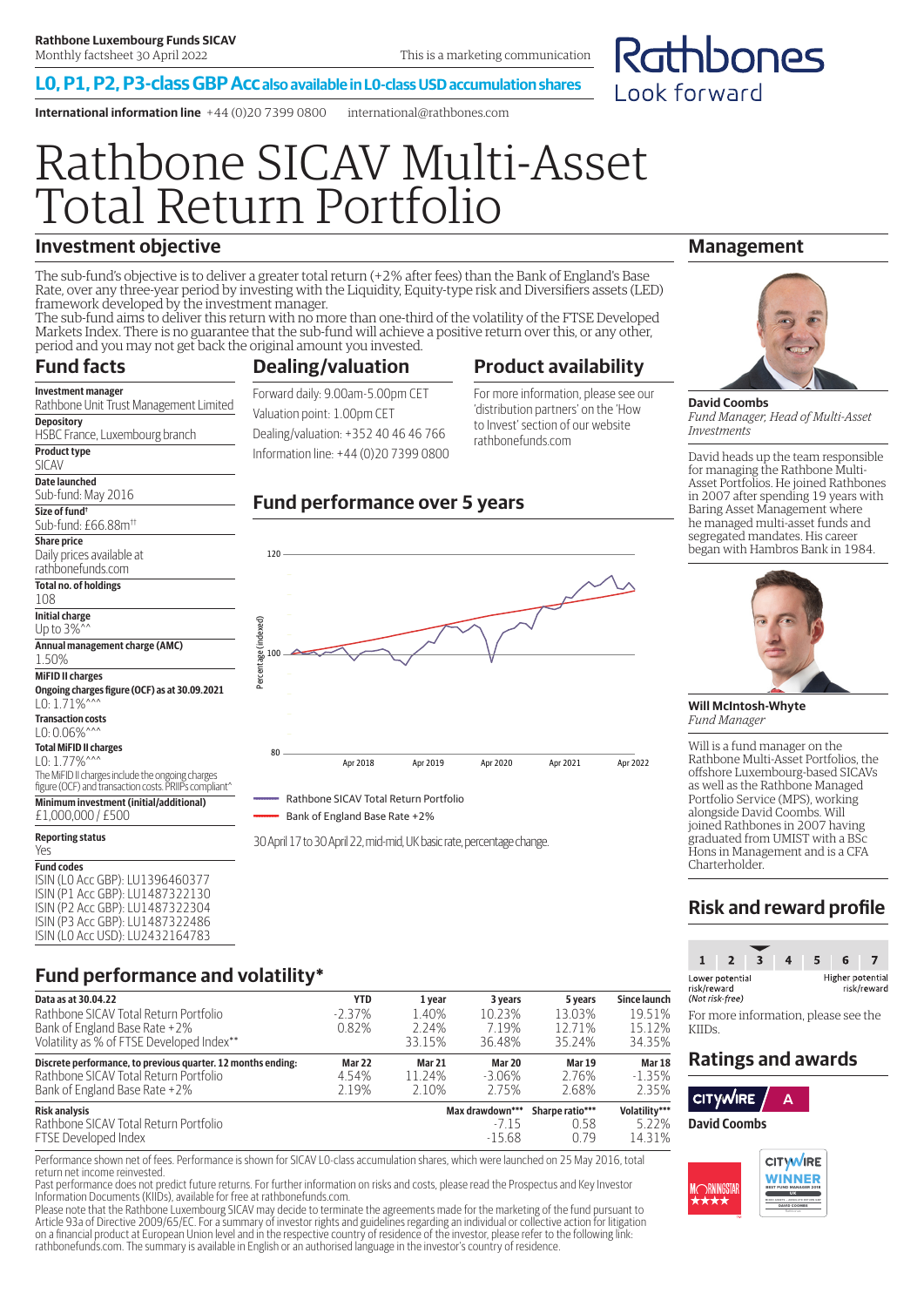**Rathbone Luxembourg Funds SICAV**
Monthly factsheet 30 April 2022

This is a marketing communication

**L0, P1, P2, P3-class GBP Acc also available in L0-class USD accumulation shares**

**International information line** +44 (0)20 7399 0800 international@rathbones.com

Rathbones
Look forward

# Rathbone SICAV Multi-Asset Total Return Portfolio

## Investment objective

The sub-fund's objective is to deliver a greater total return (+2% after fees) than the Bank of England's Base Rate, over any three-year period by investing with the Liquidity, Equity-type risk and Diversifiers assets (LED) framework developed by the investment manager.
The sub-fund aims to deliver this return with no more than one-third of the volatility of the FTSE Developed Markets Index. There is no guarantee that the sub-fund will achieve a positive return over this, or any other, period and you may not get back the original amount you invested.

## Fund facts

**Investment manager**
Rathbone Unit Trust Management Limited

**Depository**
HSBC France, Luxembourg branch

**Product type**
SICAV

**Date launched**
Sub-fund: May 2016

**Size of fund†**
Sub-fund: £66.88m††

**Share price**
Daily prices available at rathbonefunds.com

**Total no. of holdings**
108

**Initial charge**
Up to 3%^^

**Annual management charge (AMC)**
1.50%

**MiFID II charges**

**Ongoing charges figure (OCF) as at 30.09.2021**
L0: 1.71%^^^

**Transaction costs**
L0: 0.06%^^^

**Total MiFID II charges**
L0: 1.77%^^^

The MiFID II charges include the ongoing charges figure (OCF) and transaction costs. PRIIPs compliant^

**Minimum investment (initial/additional)**
£1,000,000 / £500

**Reporting status**
Yes

**Fund codes**
ISIN (L0 Acc GBP): LU1396460377
ISIN (P1 Acc GBP): LU1487322130
ISIN (P2 Acc GBP): LU1487322304
ISIN (P3 Acc GBP): LU1487322486
ISIN (L0 Acc USD): LU2432164783

## Dealing/valuation

Forward daily: 9.00am-5.00pm CET
Valuation point: 1.00pm CET
Dealing/valuation: +352 40 46 46 766
Information line: +44 (0)20 7399 0800

## Product availability

For more information, please see our 'distribution partners' on the 'How to Invest' section of our website rathbonefunds.com

## Fund performance over 5 years

Rathbone SICAV Total Return Portfolio
Bank of England Base Rate +2%

30 April 17 to 30 April 22, mid-mid, UK basic rate, percentage change.

## Management

**David Coombs**
*Fund Manager, Head of Multi-Asset Investments*

David heads up the team responsible for managing the Rathbone Multi-Asset Portfolios. He joined Rathbones in 2007 after spending 19 years with Baring Asset Management where he managed multi-asset funds and segregated mandates. His career began with Hambros Bank in 1984.

**Will McIntosh-Whyte**
*Fund Manager*

Will is a fund manager on the Rathbone Multi-Asset Portfolios, the offshore Luxembourg-based SICAVs as well as the Rathbone Managed Portfolio Service (MPS), working alongside David Coombs. Will joined Rathbones in 2007 having graduated from UMIST with a BSc Hons in Management and is a CFA Charterholder.

## Fund performance and volatility*

| Data as at 30.04.22 | YTD | 1 year | 3 years | 5 years | Since launch |
|---|---|---|---|---|---|
| Rathbone SICAV Total Return Portfolio | -2.37% | 1.40% | 10.23% | 13.03% | 19.51% |
| Bank of England Base Rate +2% | 0.82% | 2.24% | 7.19% | 12.71% | 15.12% |
| Volatility as % of FTSE Developed Index** | | 33.15% | 36.48% | 35.24% | 34.35% |

| Discrete performance, to previous quarter. 12 months ending: | Mar 22 | Mar 21 | Mar 20 | Mar 19 | Mar 18 |
|---|---|---|---|---|---|
| Rathbone SICAV Total Return Portfolio | 4.54% | 11.24% | -3.06% | 2.76% | -1.35% |
| Bank of England Base Rate +2% | 2.19% | 2.10% | 2.75% | 2.68% | 2.35% |

| Risk analysis | Max drawdown*** | Sharpe ratio*** | Volatility*** |
|---|---|---|---|
| Rathbone SICAV Total Return Portfolio | -7.15 | 0.58 | 5.22% |
| FTSE Developed Index | -15.68 | 0.79 | 14.31% |

Performance shown net of fees. Performance is shown for SICAV L0-class accumulation shares, which were launched on 25 May 2016, total return net income reinvested.
Past performance does not predict future returns. For further information on risks and costs, please read the Prospectus and Key Investor Information Documents (KIIDs), available for free at rathbonefunds.com.
Please note that the Rathbone Luxembourg SICAV may decide to terminate the agreements made for the marketing of the fund pursuant to Article 93a of Directive 2009/65/EC. For a summary of investor rights and guidelines regarding an individual or collective action for litigation on a financial product at European Union level and in the respective country of residence of the investor, please refer to the following link: rathbonefunds.com. The summary is available in English or an authorised language in the investor's country of residence.

## Risk and reward profile

1 2 **3** 4 5 6 7

Lower potential risk/reward (Not risk-free) — Higher potential risk/reward

For more information, please see the KIIDs.

## Ratings and awards

Citywire A
**David Coombs**

Morningstar ★★★★
Citywire Winner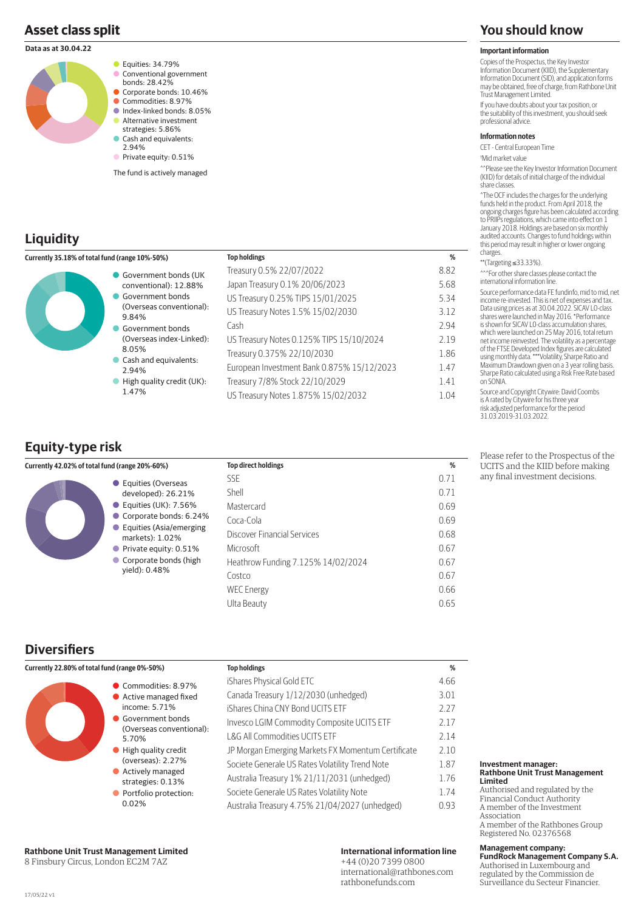## Asset class split

**Data as at 30.04.22**

- Equities: 34.79%
- Conventional government bonds: 28.42%
- Corporate bonds: 10.46%
- Commodities: 8.97%
- Index-linked bonds: 8.05%
- Alternative investment strategies: 5.86%
- Cash and equivalents: 2.94%
- Private equity: 0.51%

The fund is actively managed

## Liquidity

**Currently 35.18% of total fund (range 10%-50%)**

- Government bonds (UK conventional): 12.88%
- Government bonds (Overseas conventional): 9.84%
- Government bonds (Overseas index-Linked): 8.05%
- Cash and equivalents: 2.94%
- High quality credit (UK): 1.47%

| Top holdings | % |
|---|---|
| Treasury 0.5% 22/07/2022 | 8.82 |
| Japan Treasury 0.1% 20/06/2023 | 5.68 |
| US Treasury 0.25% TIPS 15/01/2025 | 5.34 |
| US Treasury Notes 1.5% 15/02/2030 | 3.12 |
| Cash | 2.94 |
| US Treasury Notes 0.125% TIPS 15/10/2024 | 2.19 |
| Treasury 0.375% 22/10/2030 | 1.86 |
| European Investment Bank 0.875% 15/12/2023 | 1.47 |
| Treasury 7/8% Stock 22/10/2029 | 1.41 |
| US Treasury Notes 1.875% 15/02/2032 | 1.04 |

## Equity-type risk

**Currently 42.02% of total fund (range 20%-60%)**

- Equities (Overseas developed): 26.21%
- Equities (UK): 7.56%
- Corporate bonds: 6.24%
- Equities (Asia/emerging markets): 1.02%
- Private equity: 0.51%
- Corporate bonds (high yield): 0.48%

| Top direct holdings | % |
|---|---|
| SSE | 0.71 |
| Shell | 0.71 |
| Mastercard | 0.69 |
| Coca-Cola | 0.69 |
| Discover Financial Services | 0.68 |
| Microsoft | 0.67 |
| Heathrow Funding 7.125% 14/02/2024 | 0.67 |
| Costco | 0.67 |
| WEC Energy | 0.66 |
| Ulta Beauty | 0.65 |

## Diversifiers

**Currently 22.80% of total fund (range 0%-50%)**

- Commodities: 8.97%
- Active managed fixed income: 5.71%
- Government bonds (Overseas conventional): 5.70%
- High quality credit (overseas): 2.27%
- Actively managed strategies: 0.13%
- Portfolio protection: 0.02%

| Top holdings | % |
|---|---|
| iShares Physical Gold ETC | 4.66 |
| Canada Treasury 1/12/2030 (unhedged) | 3.01 |
| iShares China CNY Bond UCITS ETF | 2.27 |
| Invesco LGIM Commodity Composite UCITS ETF | 2.17 |
| L&G All Commodities UCITS ETF | 2.14 |
| JP Morgan Emerging Markets FX Momentum Certificate | 2.10 |
| Societe Generale US Rates Volatility Trend Note | 1.87 |
| Australia Treasury 1% 21/11/2031 (unhedged) | 1.76 |
| Societe Generale US Rates Volatility Note | 1.74 |
| Australia Treasury 4.75% 21/04/2027 (unhedged) | 0.93 |

## You should know

### Important information

Copies of the Prospectus, the Key Investor Information Document (KIID), the Supplementary Information Document (SID), and application forms may be obtained, free of charge, from Rathbone Unit Trust Management Limited.

If you have doubts about your tax position, or the suitability of this investment, you should seek professional advice.

### Information notes

CET - Central European Time

†Mid market value

^^Please see the Key Investor Information Document (KIID) for details of initial charge of the individual share classes.

^The OCF includes the charges for the underlying funds held in the product. From April 2018, the ongoing charges figure has been calculated according to PRIIPs regulations, which came into effect on 1 January 2018. Holdings are based on six monthly audited accounts. Changes to fund holdings within this period may result in higher or lower ongoing charges.

**(Targeting ≤33.33%).

^^^For other share classes please contact the international information line.

Source performance data FE fundinfo, mid to mid, net income re-invested. This is net of expenses and tax. Data using prices as at 30.04.2022. SICAV L0-class shares were launched in May 2016. *Performance is shown for SICAV L0-class accumulation shares, which were launched on 25 May 2016, total return net income reinvested. The volatility as a percentage of the FTSE Developed Index figures are calculated using monthly data. ***Volatility, Sharpe Ratio and Maximum Drawdown given on a 3 year rolling basis. Sharpe Ratio calculated using a Risk Free Rate based on SONIA.

Source and Copyright Citywire: David Coombs is A rated by Citywire for his three year risk adjusted performance for the period 31.03.2019-31.03.2022.

Please refer to the Prospectus of the UCITS and the KIID before making any final investment decisions.

**Investment manager:**
**Rathbone Unit Trust Management Limited**
Authorised and regulated by the Financial Conduct Authority
A member of the Investment Association
A member of the Rathbones Group
Registered No. 02376568

**Management company:**
**FundRock Management Company S.A.**
Authorised in Luxembourg and regulated by the Commission de Surveillance du Secteur Financier.

**Rathbone Unit Trust Management Limited**
8 Finsbury Circus, London EC2M 7AZ

**International information line**
+44 (0)20 7399 0800
international@rathbones.com
rathbonefunds.com

17/05/22 v1